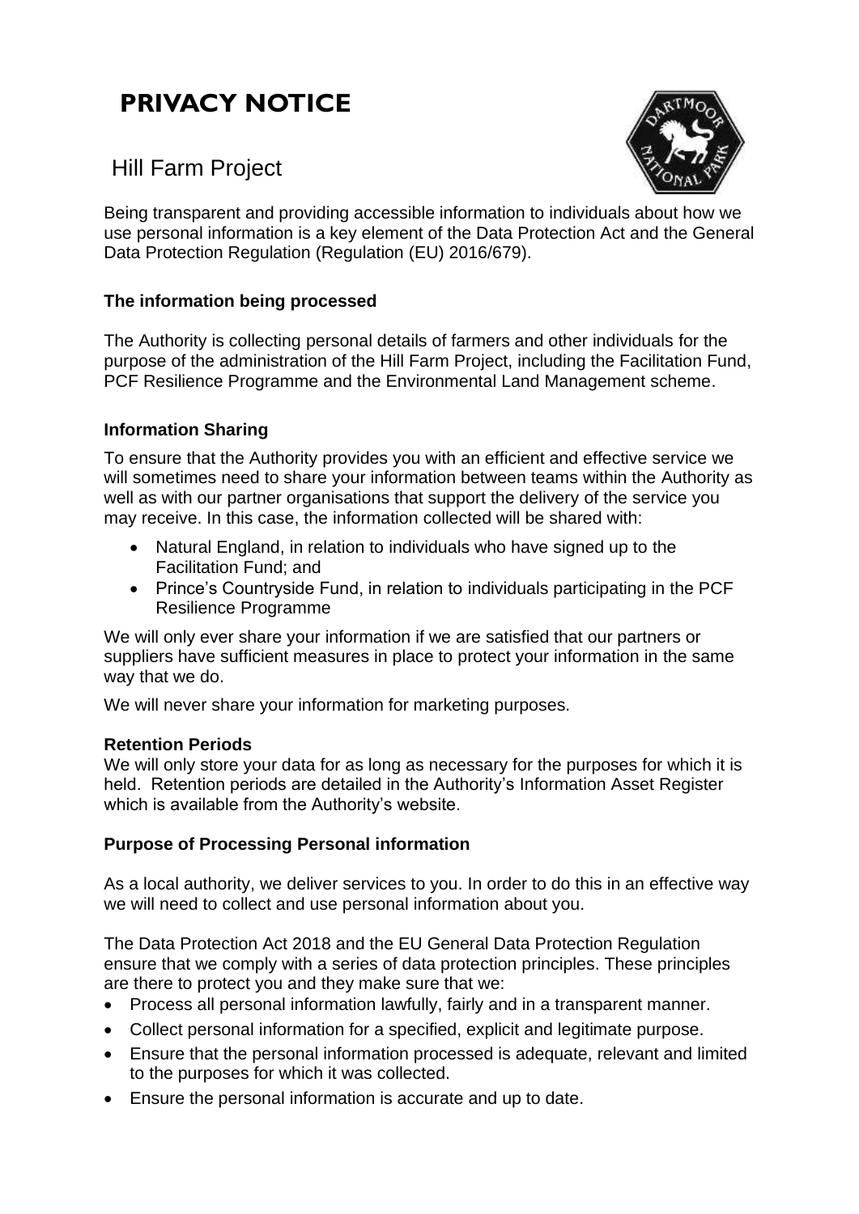# PRIVACY NOTICE

## Hill Farm Project

Being transparent and providing accessible information to individuals about how we use personal information is a key element of the Data Protection Act and the General Data Protection Regulation (Regulation (EU) 2016/679).

### The information being processed

The Authority is collecting personal details of farmers and other individuals for the purpose of the administration of the Hill Farm Project, including the Facilitation Fund, PCF Resilience Programme and the Environmental Land Management scheme.

### Information Sharing

To ensure that the Authority provides you with an efficient and effective service we will sometimes need to share your information between teams within the Authority as well as with our partner organisations that support the delivery of the service you may receive. In this case, the information collected will be shared with:

- Natural England, in relation to individuals who have signed up to the Facilitation Fund; and
- Prince's Countryside Fund, in relation to individuals participating in the PCF Resilience Programme

We will only ever share your information if we are satisfied that our partners or suppliers have sufficient measures in place to protect your information in the same way that we do.

We will never share your information for marketing purposes.

### Retention Periods

We will only store your data for as long as necessary for the purposes for which it is held. Retention periods are detailed in the Authority's Information Asset Register which is available from the Authority's website.

### Purpose of Processing Personal information

As a local authority, we deliver services to you. In order to do this in an effective way we will need to collect and use personal information about you.

The Data Protection Act 2018 and the EU General Data Protection Regulation ensure that we comply with a series of data protection principles. These principles are there to protect you and they make sure that we:

- Process all personal information lawfully, fairly and in a transparent manner.
- Collect personal information for a specified, explicit and legitimate purpose.
- Ensure that the personal information processed is adequate, relevant and limited to the purposes for which it was collected.
- Ensure the personal information is accurate and up to date.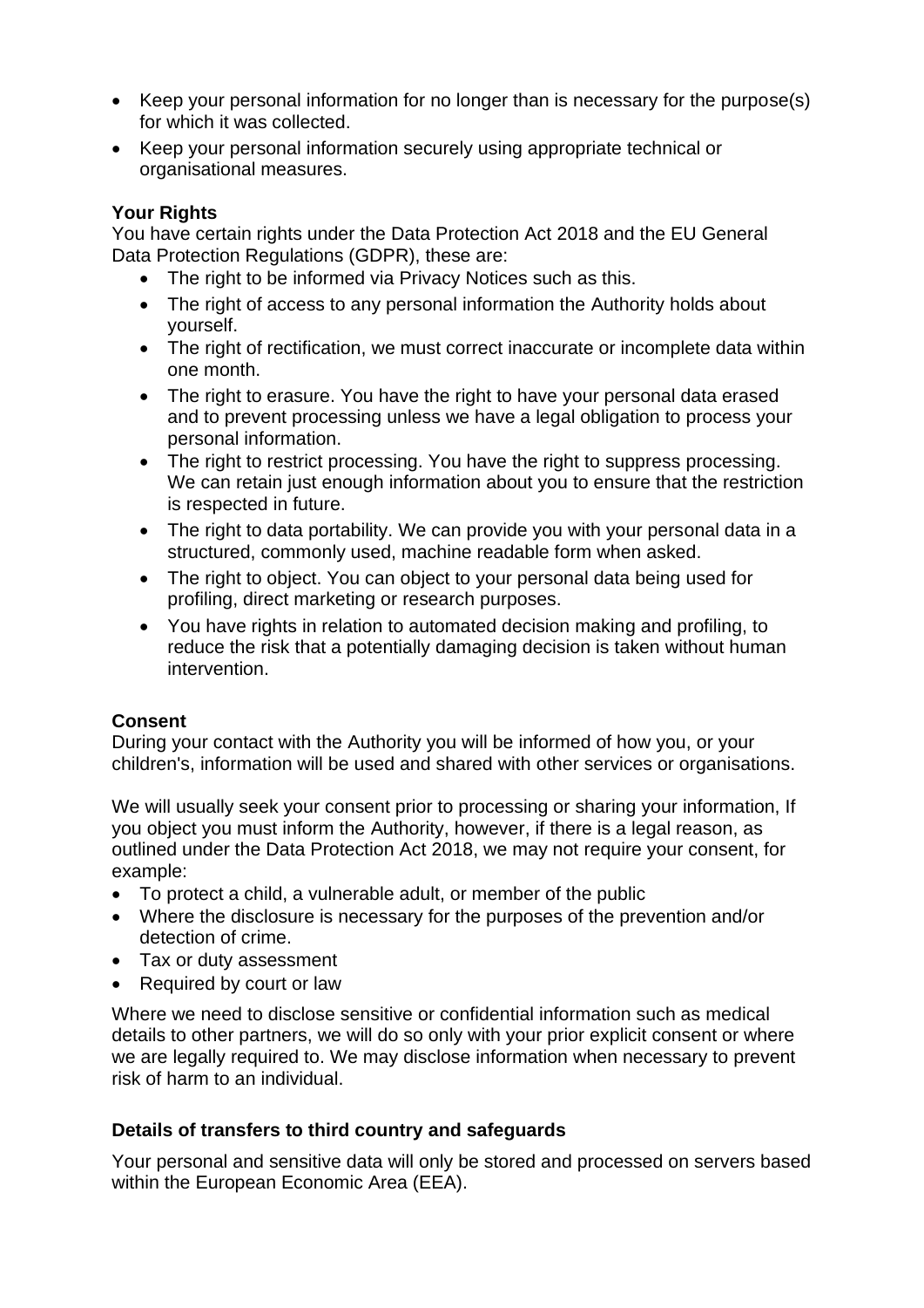- Keep your personal information for no longer than is necessary for the purpose(s) for which it was collected.
- Keep your personal information securely using appropriate technical or organisational measures.

**Your Rights**

You have certain rights under the Data Protection Act 2018 and the EU General Data Protection Regulations (GDPR), these are:

- The right to be informed via Privacy Notices such as this.
- The right of access to any personal information the Authority holds about yourself.
- The right of rectification, we must correct inaccurate or incomplete data within one month.
- The right to erasure. You have the right to have your personal data erased and to prevent processing unless we have a legal obligation to process your personal information.
- The right to restrict processing. You have the right to suppress processing. We can retain just enough information about you to ensure that the restriction is respected in future.
- The right to data portability. We can provide you with your personal data in a structured, commonly used, machine readable form when asked.
- The right to object. You can object to your personal data being used for profiling, direct marketing or research purposes.
- You have rights in relation to automated decision making and profiling, to reduce the risk that a potentially damaging decision is taken without human intervention.

**Consent**

During your contact with the Authority you will be informed of how you, or your children's, information will be used and shared with other services or organisations.

We will usually seek your consent prior to processing or sharing your information, If you object you must inform the Authority, however, if there is a legal reason, as outlined under the Data Protection Act 2018, we may not require your consent, for example:

- To protect a child, a vulnerable adult, or member of the public
- Where the disclosure is necessary for the purposes of the prevention and/or detection of crime.
- Tax or duty assessment
- Required by court or law

Where we need to disclose sensitive or confidential information such as medical details to other partners, we will do so only with your prior explicit consent or where we are legally required to. We may disclose information when necessary to prevent risk of harm to an individual.

**Details of transfers to third country and safeguards**

Your personal and sensitive data will only be stored and processed on servers based within the European Economic Area (EEA).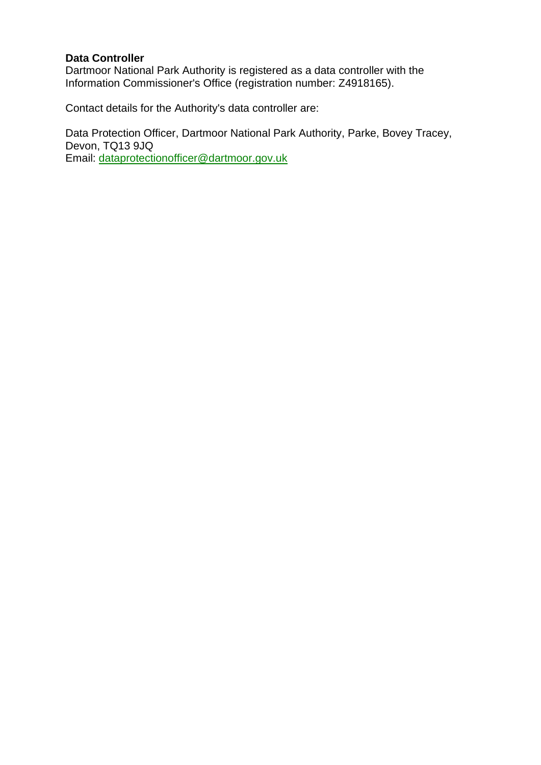**Data Controller**
Dartmoor National Park Authority is registered as a data controller with the Information Commissioner's Office (registration number: Z4918165).

Contact details for the Authority's data controller are:

Data Protection Officer, Dartmoor National Park Authority, Parke, Bovey Tracey, Devon, TQ13 9JQ
Email: [dataprotectionofficer@dartmoor.gov.uk](mailto:dataprotectionofficer@dartmoor.gov.uk)